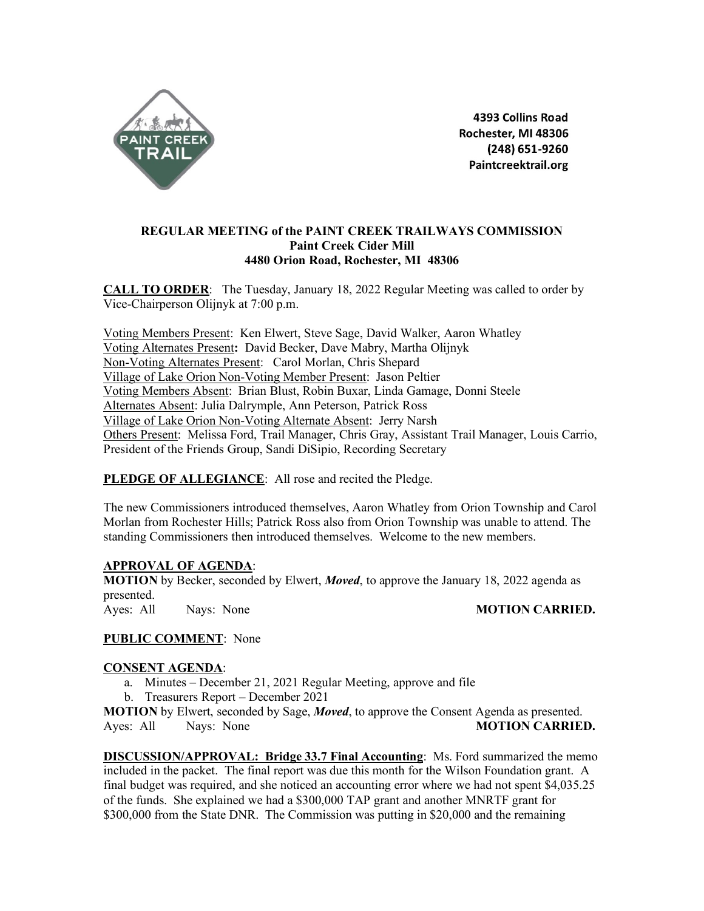4393 Collins Road
Rochester, MI 48306
(248) 651-9260
Paintcreektrail.org

**REGULAR MEETING of the PAINT CREEK TRAILWAYS COMMISSION**
**Paint Creek Cider Mill**
**4480 Orion Road, Rochester, MI 48306**

**CALL TO ORDER**: The Tuesday, January 18, 2022 Regular Meeting was called to order by Vice-Chairperson Olijnyk at 7:00 p.m.

Voting Members Present: Ken Elwert, Steve Sage, David Walker, Aaron Whatley
Voting Alternates Present**:** David Becker, Dave Mabry, Martha Olijnyk
Non-Voting Alternates Present: Carol Morlan, Chris Shepard
Village of Lake Orion Non-Voting Member Present: Jason Peltier
Voting Members Absent: Brian Blust, Robin Buxar, Linda Gamage, Donni Steele
Alternates Absent: Julia Dalrymple, Ann Peterson, Patrick Ross
Village of Lake Orion Non-Voting Alternate Absent: Jerry Narsh
Others Present: Melissa Ford, Trail Manager, Chris Gray, Assistant Trail Manager, Louis Carrio, President of the Friends Group, Sandi DiSipio, Recording Secretary

**PLEDGE OF ALLEGIANCE**: All rose and recited the Pledge.

The new Commissioners introduced themselves, Aaron Whatley from Orion Township and Carol Morlan from Rochester Hills; Patrick Ross also from Orion Township was unable to attend. The standing Commissioners then introduced themselves. Welcome to the new members.

**APPROVAL OF AGENDA**:
**MOTION** by Becker, seconded by Elwert, ***Moved***, to approve the January 18, 2022 agenda as presented.
Ayes: All Nays: None **MOTION CARRIED.**

**PUBLIC COMMENT**: None

**CONSENT AGENDA**:

a. Minutes – December 21, 2021 Regular Meeting, approve and file
b. Treasurers Report – December 2021

**MOTION** by Elwert, seconded by Sage, ***Moved***, to approve the Consent Agenda as presented.
Ayes: All Nays: None **MOTION CARRIED.**

**DISCUSSION/APPROVAL: Bridge 33.7 Final Accounting**: Ms. Ford summarized the memo included in the packet. The final report was due this month for the Wilson Foundation grant. A final budget was required, and she noticed an accounting error where we had not spent $4,035.25 of the funds. She explained we had a $300,000 TAP grant and another MNRTF grant for $300,000 from the State DNR. The Commission was putting in $20,000 and the remaining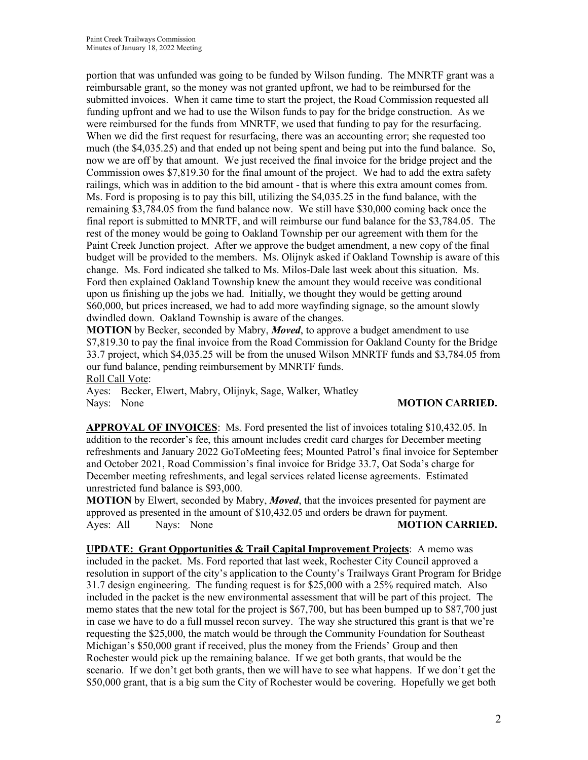portion that was unfunded was going to be funded by Wilson funding. The MNRTF grant was a reimbursable grant, so the money was not granted upfront, we had to be reimbursed for the submitted invoices. When it came time to start the project, the Road Commission requested all funding upfront and we had to use the Wilson funds to pay for the bridge construction. As we were reimbursed for the funds from MNRTF, we used that funding to pay for the resurfacing. When we did the first request for resurfacing, there was an accounting error; she requested too much (the $4,035.25) and that ended up not being spent and being put into the fund balance. So, now we are off by that amount. We just received the final invoice for the bridge project and the Commission owes $7,819.30 for the final amount of the project. We had to add the extra safety railings, which was in addition to the bid amount - that is where this extra amount comes from. Ms. Ford is proposing is to pay this bill, utilizing the $4,035.25 in the fund balance, with the remaining $3,784.05 from the fund balance now. We still have $30,000 coming back once the final report is submitted to MNRTF, and will reimburse our fund balance for the $3,784.05. The rest of the money would be going to Oakland Township per our agreement with them for the Paint Creek Junction project. After we approve the budget amendment, a new copy of the final budget will be provided to the members. Ms. Olijnyk asked if Oakland Township is aware of this change. Ms. Ford indicated she talked to Ms. Milos-Dale last week about this situation. Ms. Ford then explained Oakland Township knew the amount they would receive was conditional upon us finishing up the jobs we had. Initially, we thought they would be getting around $60,000, but prices increased, we had to add more wayfinding signage, so the amount slowly dwindled down. Oakland Township is aware of the changes.

**MOTION** by Becker, seconded by Mabry, ***Moved***, to approve a budget amendment to use $7,819.30 to pay the final invoice from the Road Commission for Oakland County for the Bridge 33.7 project, which $4,035.25 will be from the unused Wilson MNRTF funds and $3,784.05 from our fund balance, pending reimbursement by MNRTF funds.

Roll Call Vote:

Ayes: Becker, Elwert, Mabry, Olijnyk, Sage, Walker, Whatley
Nays: None **MOTION CARRIED.**

**APPROVAL OF INVOICES**: Ms. Ford presented the list of invoices totaling $10,432.05. In addition to the recorder's fee, this amount includes credit card charges for December meeting refreshments and January 2022 GoToMeeting fees; Mounted Patrol's final invoice for September and October 2021, Road Commission's final invoice for Bridge 33.7, Oat Soda's charge for December meeting refreshments, and legal services related license agreements. Estimated unrestricted fund balance is $93,000.

**MOTION** by Elwert, seconded by Mabry, ***Moved***, that the invoices presented for payment are approved as presented in the amount of $10,432.05 and orders be drawn for payment.
Ayes: All Nays: None **MOTION CARRIED.**

**UPDATE: Grant Opportunities & Trail Capital Improvement Projects**: A memo was included in the packet. Ms. Ford reported that last week, Rochester City Council approved a resolution in support of the city's application to the County's Trailways Grant Program for Bridge 31.7 design engineering. The funding request is for $25,000 with a 25% required match. Also included in the packet is the new environmental assessment that will be part of this project. The memo states that the new total for the project is $67,700, but has been bumped up to $87,700 just in case we have to do a full mussel recon survey. The way she structured this grant is that we're requesting the $25,000, the match would be through the Community Foundation for Southeast Michigan's $50,000 grant if received, plus the money from the Friends' Group and then Rochester would pick up the remaining balance. If we get both grants, that would be the scenario. If we don't get both grants, then we will have to see what happens. If we don't get the $50,000 grant, that is a big sum the City of Rochester would be covering. Hopefully we get both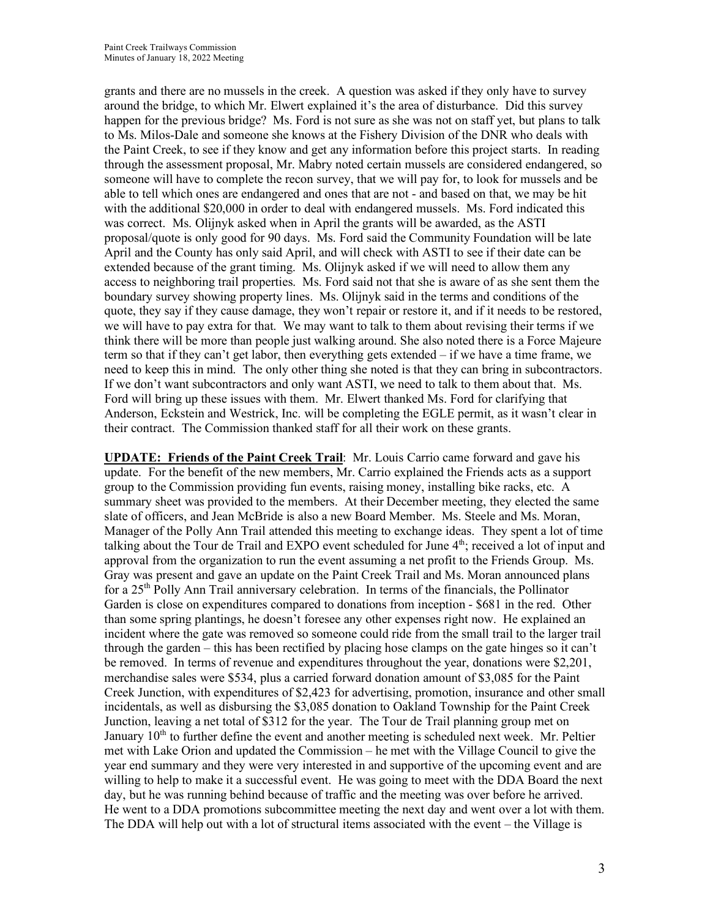grants and there are no mussels in the creek. A question was asked if they only have to survey around the bridge, to which Mr. Elwert explained it's the area of disturbance. Did this survey happen for the previous bridge? Ms. Ford is not sure as she was not on staff yet, but plans to talk to Ms. Milos-Dale and someone she knows at the Fishery Division of the DNR who deals with the Paint Creek, to see if they know and get any information before this project starts. In reading through the assessment proposal, Mr. Mabry noted certain mussels are considered endangered, so someone will have to complete the recon survey, that we will pay for, to look for mussels and be able to tell which ones are endangered and ones that are not - and based on that, we may be hit with the additional $20,000 in order to deal with endangered mussels. Ms. Ford indicated this was correct. Ms. Olijnyk asked when in April the grants will be awarded, as the ASTI proposal/quote is only good for 90 days. Ms. Ford said the Community Foundation will be late April and the County has only said April, and will check with ASTI to see if their date can be extended because of the grant timing. Ms. Olijnyk asked if we will need to allow them any access to neighboring trail properties. Ms. Ford said not that she is aware of as she sent them the boundary survey showing property lines. Ms. Olijnyk said in the terms and conditions of the quote, they say if they cause damage, they won't repair or restore it, and if it needs to be restored, we will have to pay extra for that. We may want to talk to them about revising their terms if we think there will be more than people just walking around. She also noted there is a Force Majeure term so that if they can't get labor, then everything gets extended – if we have a time frame, we need to keep this in mind. The only other thing she noted is that they can bring in subcontractors. If we don't want subcontractors and only want ASTI, we need to talk to them about that. Ms. Ford will bring up these issues with them. Mr. Elwert thanked Ms. Ford for clarifying that Anderson, Eckstein and Westrick, Inc. will be completing the EGLE permit, as it wasn't clear in their contract. The Commission thanked staff for all their work on these grants.

**UPDATE: Friends of the Paint Creek Trail**: Mr. Louis Carrio came forward and gave his update. For the benefit of the new members, Mr. Carrio explained the Friends acts as a support group to the Commission providing fun events, raising money, installing bike racks, etc. A summary sheet was provided to the members. At their December meeting, they elected the same slate of officers, and Jean McBride is also a new Board Member. Ms. Steele and Ms. Moran, Manager of the Polly Ann Trail attended this meeting to exchange ideas. They spent a lot of time talking about the Tour de Trail and EXPO event scheduled for June 4th; received a lot of input and approval from the organization to run the event assuming a net profit to the Friends Group. Ms. Gray was present and gave an update on the Paint Creek Trail and Ms. Moran announced plans for a 25th Polly Ann Trail anniversary celebration. In terms of the financials, the Pollinator Garden is close on expenditures compared to donations from inception - $681 in the red. Other than some spring plantings, he doesn't foresee any other expenses right now. He explained an incident where the gate was removed so someone could ride from the small trail to the larger trail through the garden – this has been rectified by placing hose clamps on the gate hinges so it can't be removed. In terms of revenue and expenditures throughout the year, donations were $2,201, merchandise sales were $534, plus a carried forward donation amount of $3,085 for the Paint Creek Junction, with expenditures of $2,423 for advertising, promotion, insurance and other small incidentals, as well as disbursing the $3,085 donation to Oakland Township for the Paint Creek Junction, leaving a net total of $312 for the year. The Tour de Trail planning group met on January 10th to further define the event and another meeting is scheduled next week. Mr. Peltier met with Lake Orion and updated the Commission – he met with the Village Council to give the year end summary and they were very interested in and supportive of the upcoming event and are willing to help to make it a successful event. He was going to meet with the DDA Board the next day, but he was running behind because of traffic and the meeting was over before he arrived. He went to a DDA promotions subcommittee meeting the next day and went over a lot with them. The DDA will help out with a lot of structural items associated with the event – the Village is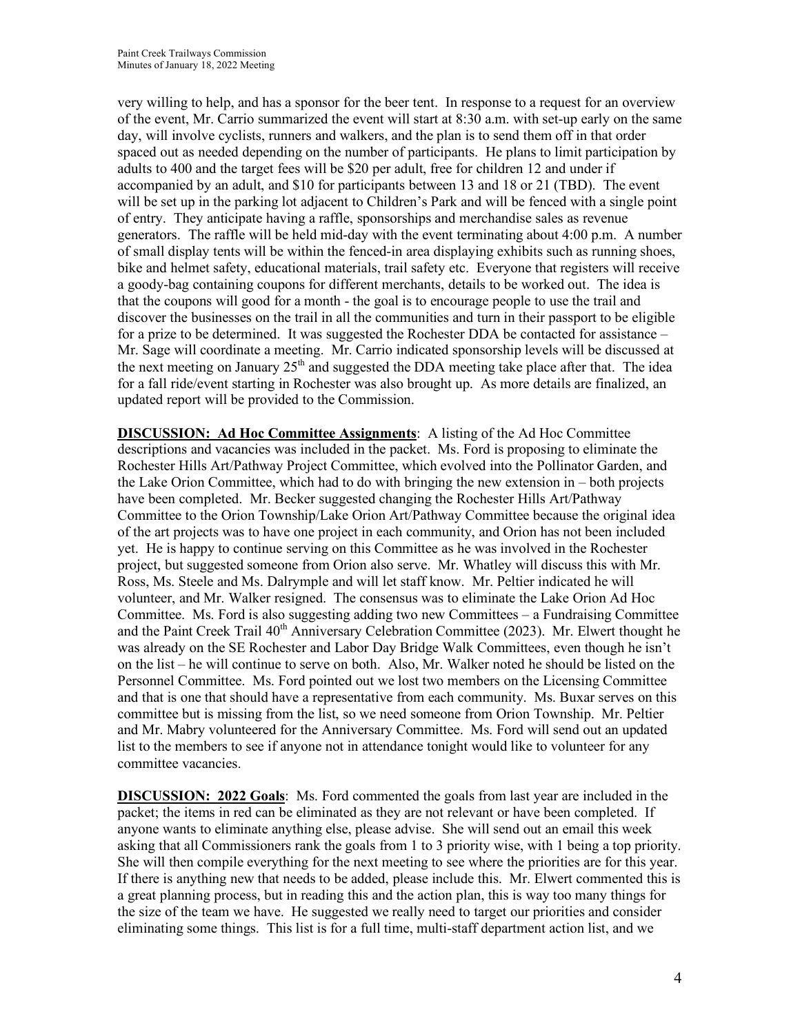very willing to help, and has a sponsor for the beer tent. In response to a request for an overview of the event, Mr. Carrio summarized the event will start at 8:30 a.m. with set-up early on the same day, will involve cyclists, runners and walkers, and the plan is to send them off in that order spaced out as needed depending on the number of participants. He plans to limit participation by adults to 400 and the target fees will be $20 per adult, free for children 12 and under if accompanied by an adult, and $10 for participants between 13 and 18 or 21 (TBD). The event will be set up in the parking lot adjacent to Children's Park and will be fenced with a single point of entry. They anticipate having a raffle, sponsorships and merchandise sales as revenue generators. The raffle will be held mid-day with the event terminating about 4:00 p.m. A number of small display tents will be within the fenced-in area displaying exhibits such as running shoes, bike and helmet safety, educational materials, trail safety etc. Everyone that registers will receive a goody-bag containing coupons for different merchants, details to be worked out. The idea is that the coupons will good for a month - the goal is to encourage people to use the trail and discover the businesses on the trail in all the communities and turn in their passport to be eligible for a prize to be determined. It was suggested the Rochester DDA be contacted for assistance – Mr. Sage will coordinate a meeting. Mr. Carrio indicated sponsorship levels will be discussed at the next meeting on January 25th and suggested the DDA meeting take place after that. The idea for a fall ride/event starting in Rochester was also brought up. As more details are finalized, an updated report will be provided to the Commission.

**DISCUSSION: Ad Hoc Committee Assignments**: A listing of the Ad Hoc Committee descriptions and vacancies was included in the packet. Ms. Ford is proposing to eliminate the Rochester Hills Art/Pathway Project Committee, which evolved into the Pollinator Garden, and the Lake Orion Committee, which had to do with bringing the new extension in – both projects have been completed. Mr. Becker suggested changing the Rochester Hills Art/Pathway Committee to the Orion Township/Lake Orion Art/Pathway Committee because the original idea of the art projects was to have one project in each community, and Orion has not been included yet. He is happy to continue serving on this Committee as he was involved in the Rochester project, but suggested someone from Orion also serve. Mr. Whatley will discuss this with Mr. Ross, Ms. Steele and Ms. Dalrymple and will let staff know. Mr. Peltier indicated he will volunteer, and Mr. Walker resigned. The consensus was to eliminate the Lake Orion Ad Hoc Committee. Ms. Ford is also suggesting adding two new Committees – a Fundraising Committee and the Paint Creek Trail 40th Anniversary Celebration Committee (2023). Mr. Elwert thought he was already on the SE Rochester and Labor Day Bridge Walk Committees, even though he isn't on the list – he will continue to serve on both. Also, Mr. Walker noted he should be listed on the Personnel Committee. Ms. Ford pointed out we lost two members on the Licensing Committee and that is one that should have a representative from each community. Ms. Buxar serves on this committee but is missing from the list, so we need someone from Orion Township. Mr. Peltier and Mr. Mabry volunteered for the Anniversary Committee. Ms. Ford will send out an updated list to the members to see if anyone not in attendance tonight would like to volunteer for any committee vacancies.

**DISCUSSION: 2022 Goals**: Ms. Ford commented the goals from last year are included in the packet; the items in red can be eliminated as they are not relevant or have been completed. If anyone wants to eliminate anything else, please advise. She will send out an email this week asking that all Commissioners rank the goals from 1 to 3 priority wise, with 1 being a top priority. She will then compile everything for the next meeting to see where the priorities are for this year. If there is anything new that needs to be added, please include this. Mr. Elwert commented this is a great planning process, but in reading this and the action plan, this is way too many things for the size of the team we have. He suggested we really need to target our priorities and consider eliminating some things. This list is for a full time, multi-staff department action list, and we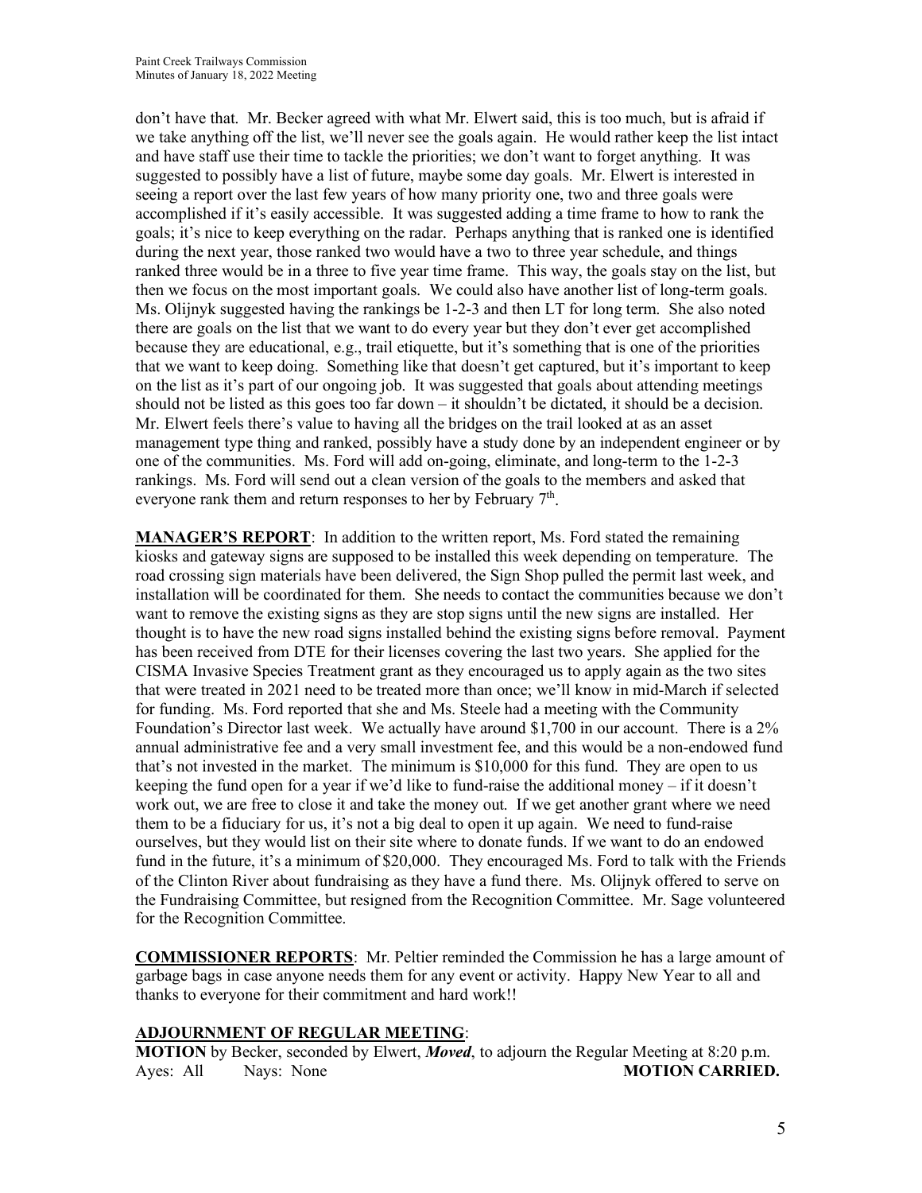don't have that. Mr. Becker agreed with what Mr. Elwert said, this is too much, but is afraid if we take anything off the list, we'll never see the goals again. He would rather keep the list intact and have staff use their time to tackle the priorities; we don't want to forget anything. It was suggested to possibly have a list of future, maybe some day goals. Mr. Elwert is interested in seeing a report over the last few years of how many priority one, two and three goals were accomplished if it's easily accessible. It was suggested adding a time frame to how to rank the goals; it's nice to keep everything on the radar. Perhaps anything that is ranked one is identified during the next year, those ranked two would have a two to three year schedule, and things ranked three would be in a three to five year time frame. This way, the goals stay on the list, but then we focus on the most important goals. We could also have another list of long-term goals. Ms. Olijnyk suggested having the rankings be 1-2-3 and then LT for long term. She also noted there are goals on the list that we want to do every year but they don't ever get accomplished because they are educational, e.g., trail etiquette, but it's something that is one of the priorities that we want to keep doing. Something like that doesn't get captured, but it's important to keep on the list as it's part of our ongoing job. It was suggested that goals about attending meetings should not be listed as this goes too far down – it shouldn't be dictated, it should be a decision. Mr. Elwert feels there's value to having all the bridges on the trail looked at as an asset management type thing and ranked, possibly have a study done by an independent engineer or by one of the communities. Ms. Ford will add on-going, eliminate, and long-term to the 1-2-3 rankings. Ms. Ford will send out a clean version of the goals to the members and asked that everyone rank them and return responses to her by February 7th.

**MANAGER'S REPORT**: In addition to the written report, Ms. Ford stated the remaining kiosks and gateway signs are supposed to be installed this week depending on temperature. The road crossing sign materials have been delivered, the Sign Shop pulled the permit last week, and installation will be coordinated for them. She needs to contact the communities because we don't want to remove the existing signs as they are stop signs until the new signs are installed. Her thought is to have the new road signs installed behind the existing signs before removal. Payment has been received from DTE for their licenses covering the last two years. She applied for the CISMA Invasive Species Treatment grant as they encouraged us to apply again as the two sites that were treated in 2021 need to be treated more than once; we'll know in mid-March if selected for funding. Ms. Ford reported that she and Ms. Steele had a meeting with the Community Foundation's Director last week. We actually have around $1,700 in our account. There is a 2% annual administrative fee and a very small investment fee, and this would be a non-endowed fund that's not invested in the market. The minimum is $10,000 for this fund. They are open to us keeping the fund open for a year if we'd like to fund-raise the additional money – if it doesn't work out, we are free to close it and take the money out. If we get another grant where we need them to be a fiduciary for us, it's not a big deal to open it up again. We need to fund-raise ourselves, but they would list on their site where to donate funds. If we want to do an endowed fund in the future, it's a minimum of $20,000. They encouraged Ms. Ford to talk with the Friends of the Clinton River about fundraising as they have a fund there. Ms. Olijnyk offered to serve on the Fundraising Committee, but resigned from the Recognition Committee. Mr. Sage volunteered for the Recognition Committee.

**COMMISSIONER REPORTS**: Mr. Peltier reminded the Commission he has a large amount of garbage bags in case anyone needs them for any event or activity. Happy New Year to all and thanks to everyone for their commitment and hard work!!

**ADJOURNMENT OF REGULAR MEETING**:

**MOTION** by Becker, seconded by Elwert, ***Moved***, to adjourn the Regular Meeting at 8:20 p.m.
Ayes: All Nays: None **MOTION CARRIED.**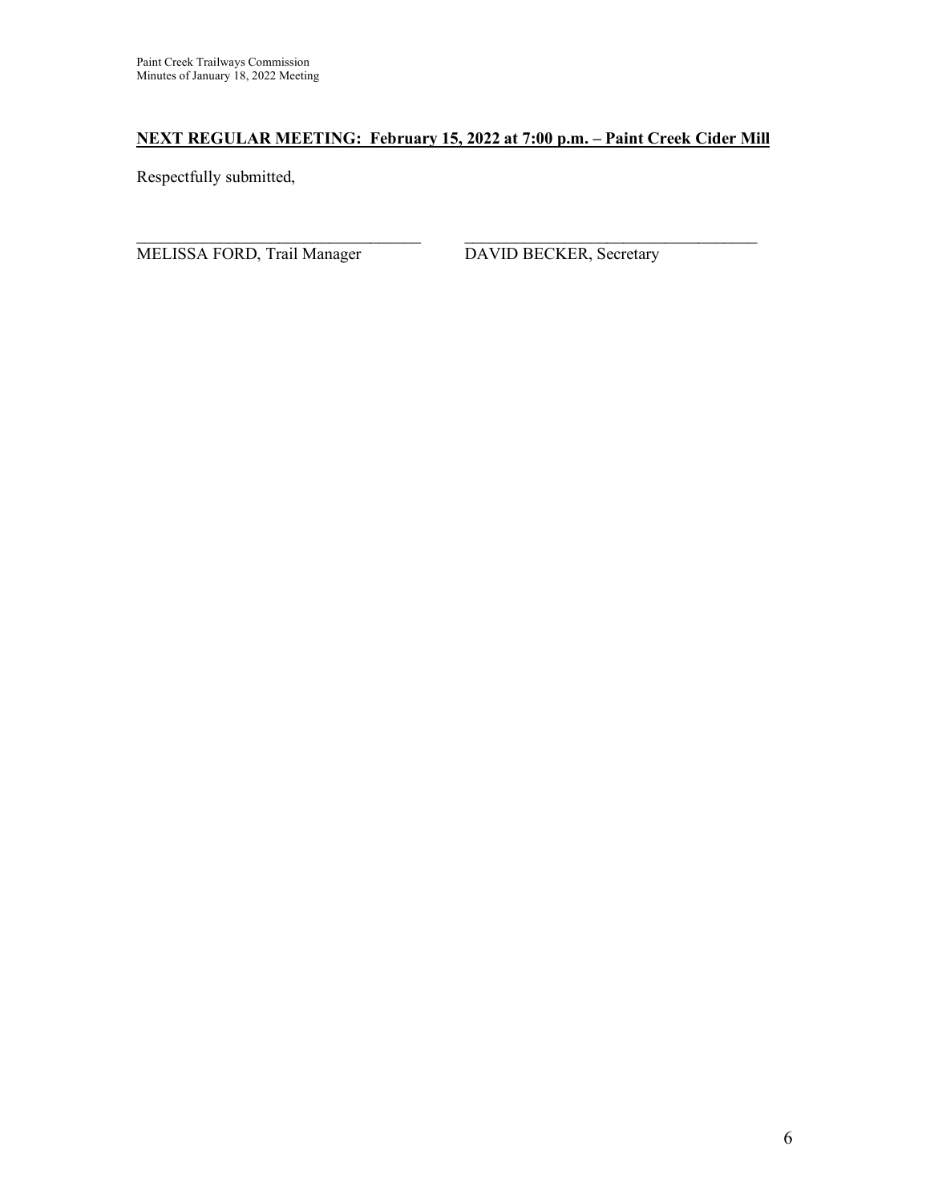**NEXT REGULAR MEETING: February 15, 2022 at 7:00 p.m. – Paint Creek Cider Mill**

Respectfully submitted,

| | |
|---|---|
| \_\_\_\_\_\_\_\_\_\_\_\_\_\_\_\_\_\_\_\_\_\_\_\_\_\_\_\_\_\_\_\_\_\_\_ | \_\_\_\_\_\_\_\_\_\_\_\_\_\_\_\_\_\_\_\_\_\_\_\_\_\_\_\_\_\_\_\_\_\_\_ |
| MELISSA FORD, Trail Manager | DAVID BECKER, Secretary |